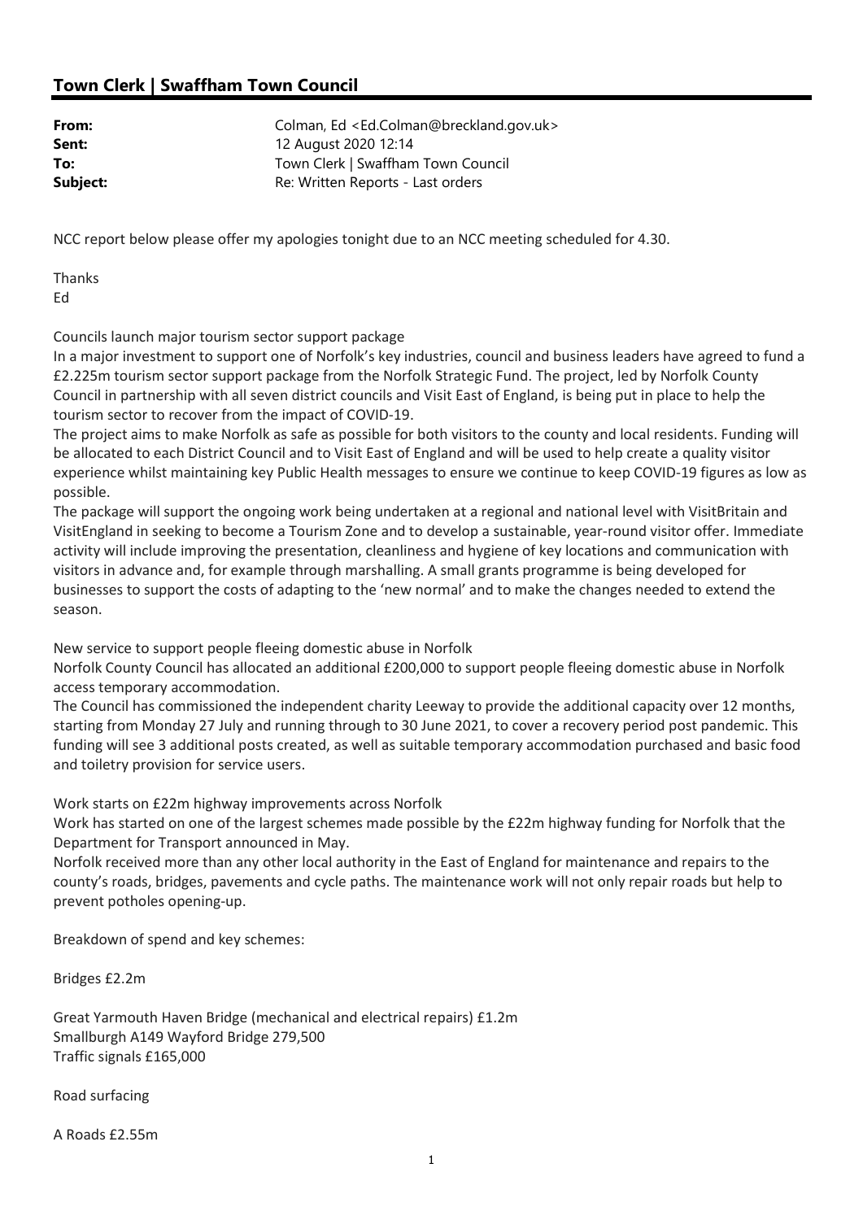## Town Clerk | Swaffham Town Council

**From:** Colman, Ed <Ed.Colman@breckland.gov.uk>
**Sent:** 12 August 2020 12:14
**To:** Town Clerk | Swaffham Town Council
**Subject:** Re: Written Reports - Last orders

NCC report below please offer my apologies tonight due to an NCC meeting scheduled for 4.30.

Thanks
Ed

Councils launch major tourism sector support package
In a major investment to support one of Norfolk's key industries, council and business leaders have agreed to fund a £2.225m tourism sector support package from the Norfolk Strategic Fund. The project, led by Norfolk County Council in partnership with all seven district councils and Visit East of England, is being put in place to help the tourism sector to recover from the impact of COVID-19.
The project aims to make Norfolk as safe as possible for both visitors to the county and local residents. Funding will be allocated to each District Council and to Visit East of England and will be used to help create a quality visitor experience whilst maintaining key Public Health messages to ensure we continue to keep COVID-19 figures as low as possible.
The package will support the ongoing work being undertaken at a regional and national level with VisitBritain and VisitEngland in seeking to become a Tourism Zone and to develop a sustainable, year-round visitor offer. Immediate activity will include improving the presentation, cleanliness and hygiene of key locations and communication with visitors in advance and, for example through marshalling. A small grants programme is being developed for businesses to support the costs of adapting to the 'new normal' and to make the changes needed to extend the season.

New service to support people fleeing domestic abuse in Norfolk
Norfolk County Council has allocated an additional £200,000 to support people fleeing domestic abuse in Norfolk access temporary accommodation.
The Council has commissioned the independent charity Leeway to provide the additional capacity over 12 months, starting from Monday 27 July and running through to 30 June 2021, to cover a recovery period post pandemic. This funding will see 3 additional posts created, as well as suitable temporary accommodation purchased and basic food and toiletry provision for service users.

Work starts on £22m highway improvements across Norfolk
Work has started on one of the largest schemes made possible by the £22m highway funding for Norfolk that the Department for Transport announced in May.
Norfolk received more than any other local authority in the East of England for maintenance and repairs to the county's roads, bridges, pavements and cycle paths. The maintenance work will not only repair roads but help to prevent potholes opening-up.

Breakdown of spend and key schemes:

Bridges £2.2m

Great Yarmouth Haven Bridge (mechanical and electrical repairs) £1.2m
Smallburgh A149 Wayford Bridge 279,500
Traffic signals £165,000

Road surfacing

A Roads £2.55m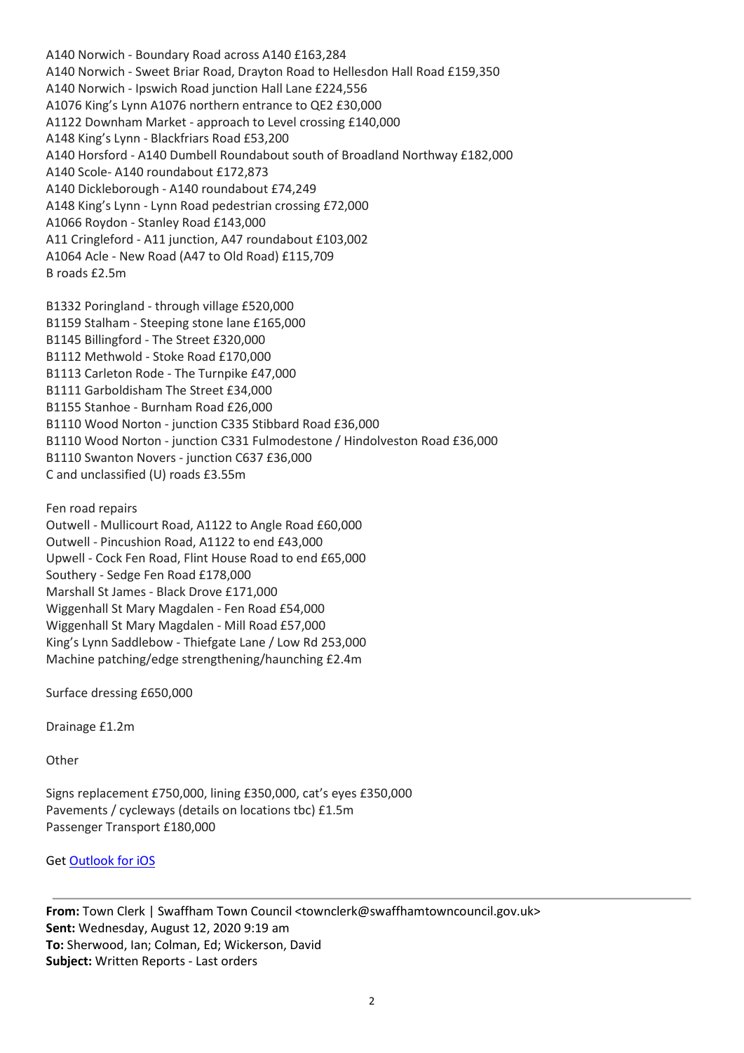A140 Norwich - Boundary Road across A140 £163,284
A140 Norwich - Sweet Briar Road, Drayton Road to Hellesdon Hall Road £159,350
A140 Norwich - Ipswich Road junction Hall Lane £224,556
A1076 King's Lynn A1076 northern entrance to QE2 £30,000
A1122 Downham Market - approach to Level crossing £140,000
A148 King's Lynn - Blackfriars Road £53,200
A140 Horsford - A140 Dumbell Roundabout south of Broadland Northway £182,000
A140 Scole- A140 roundabout £172,873
A140 Dickleborough - A140 roundabout £74,249
A148 King's Lynn - Lynn Road pedestrian crossing £72,000
A1066 Roydon - Stanley Road £143,000
A11 Cringleford - A11 junction, A47 roundabout £103,002
A1064 Acle - New Road (A47 to Old Road) £115,709
B roads £2.5m

B1332 Poringland - through village £520,000
B1159 Stalham - Steeping stone lane £165,000
B1145 Billingford - The Street £320,000
B1112 Methwold - Stoke Road £170,000
B1113 Carleton Rode - The Turnpike £47,000
B1111 Garboldisham The Street £34,000
B1155 Stanhoe - Burnham Road £26,000
B1110 Wood Norton - junction C335 Stibbard Road £36,000
B1110 Wood Norton - junction C331 Fulmodestone / Hindolveston Road £36,000
B1110 Swanton Novers - junction C637 £36,000
C and unclassified (U) roads £3.55m

Fen road repairs
Outwell - Mullicourt Road, A1122 to Angle Road £60,000
Outwell - Pincushion Road, A1122 to end £43,000
Upwell - Cock Fen Road, Flint House Road to end £65,000
Southery - Sedge Fen Road £178,000
Marshall St James - Black Drove £171,000
Wiggenhall St Mary Magdalen - Fen Road £54,000
Wiggenhall St Mary Magdalen - Mill Road £57,000
King's Lynn Saddlebow - Thiefgate Lane / Low Rd 253,000
Machine patching/edge strengthening/haunching £2.4m

Surface dressing £650,000

Drainage £1.2m

Other

Signs replacement £750,000, lining £350,000, cat's eyes £350,000
Pavements / cycleways (details on locations tbc) £1.5m
Passenger Transport £180,000

Get Outlook for iOS

---

**From:** Town Clerk | Swaffham Town Council <townclerk@swaffhamtowncouncil.gov.uk>
**Sent:** Wednesday, August 12, 2020 9:19 am
**To:** Sherwood, Ian; Colman, Ed; Wickerson, David
**Subject:** Written Reports - Last orders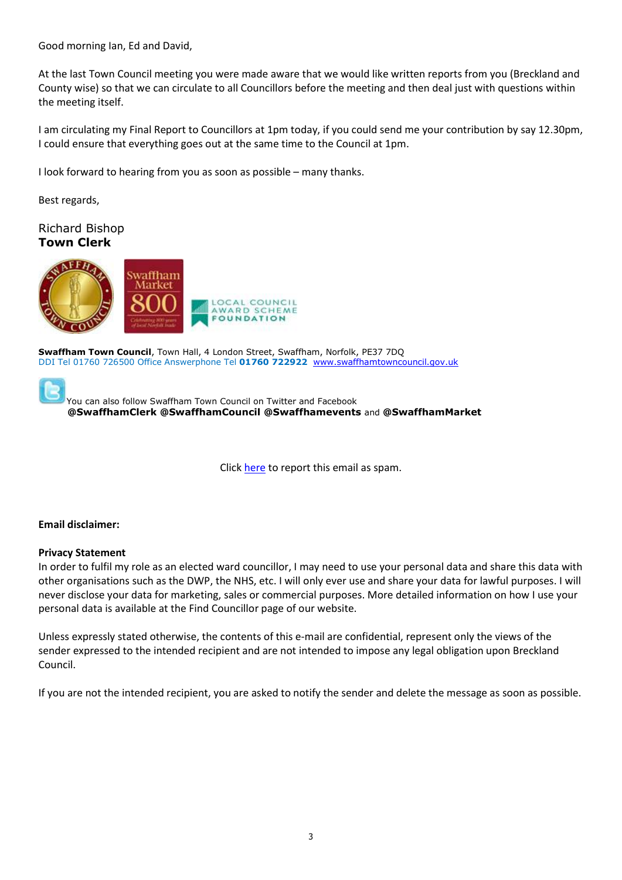Good morning Ian, Ed and David,

At the last Town Council meeting you were made aware that we would like written reports from you (Breckland and County wise) so that we can circulate to all Councillors before the meeting and then deal just with questions within the meeting itself.

I am circulating my Final Report to Councillors at 1pm today, if you could send me your contribution by say 12.30pm, I could ensure that everything goes out at the same time to the Council at 1pm.

I look forward to hearing from you as soon as possible – many thanks.

Best regards,

Richard Bishop
**Town Clerk**

**Swaffham Town Council**, Town Hall, 4 London Street, Swaffham, Norfolk, PE37 7DQ
DDI Tel 01760 726500 Office Answerphone Tel **01760 722922** www.swaffhamtowncouncil.gov.uk

You can also follow Swaffham Town Council on Twitter and Facebook
**@SwaffhamClerk @SwaffhamCouncil @Swaffhamevents** and **@SwaffhamMarket**

Click here to report this email as spam.

**Email disclaimer:**

**Privacy Statement**
In order to fulfil my role as an elected ward councillor, I may need to use your personal data and share this data with other organisations such as the DWP, the NHS, etc. I will only ever use and share your data for lawful purposes. I will never disclose your data for marketing, sales or commercial purposes. More detailed information on how I use your personal data is available at the Find Councillor page of our website.

Unless expressly stated otherwise, the contents of this e-mail are confidential, represent only the views of the sender expressed to the intended recipient and are not intended to impose any legal obligation upon Breckland Council.

If you are not the intended recipient, you are asked to notify the sender and delete the message as soon as possible.